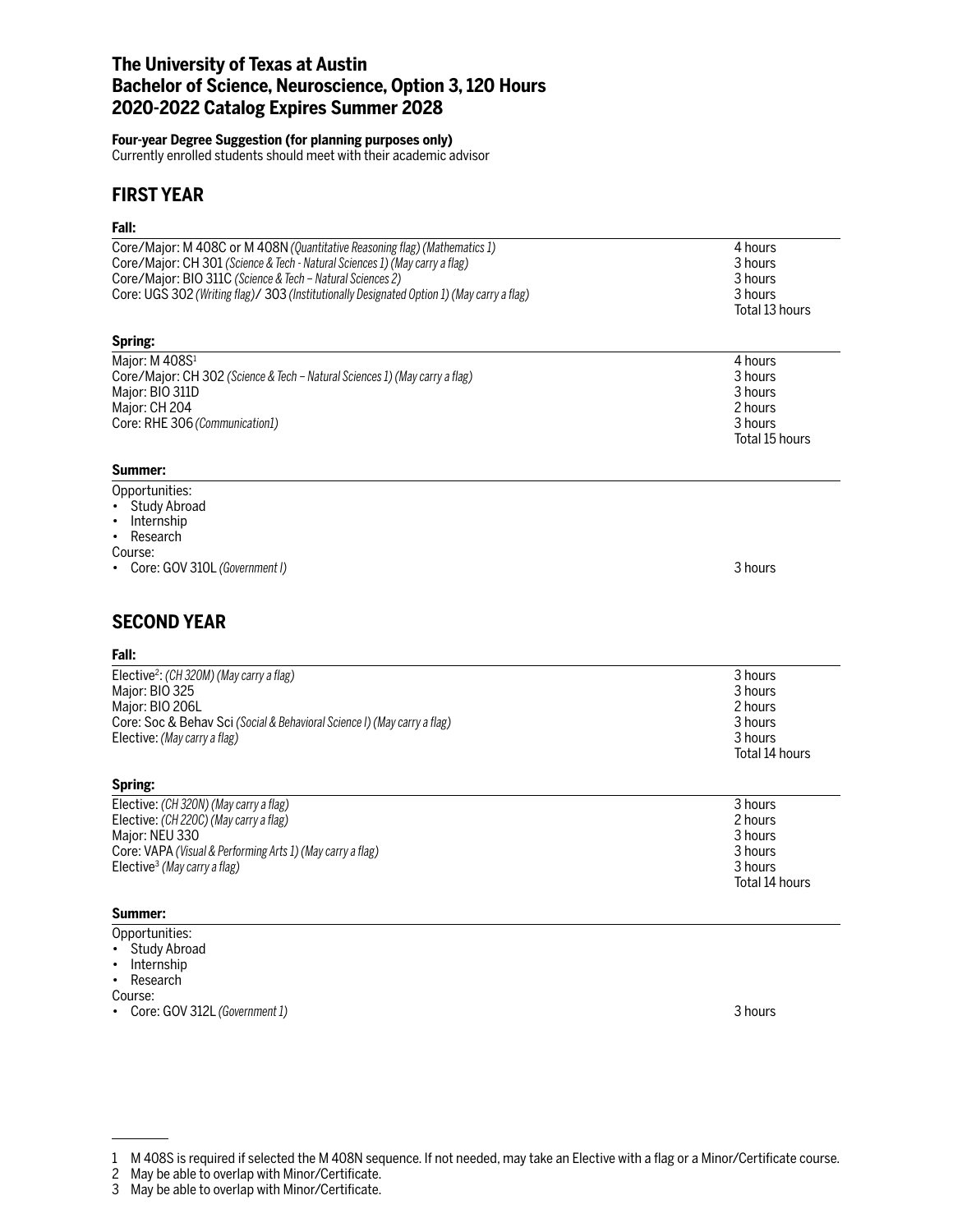# The University of Texas at Austin
# Bachelor of Science, Neuroscience, Option 3, 120 Hours
# 2020-2022 Catalog Expires Summer 2028

**Four-year Degree Suggestion (for planning purposes only)**
Currently enrolled students should meet with their academic advisor

## FIRST YEAR

### Fall:

| | |
|---|---|
| Core/Major: M 408C or M 408N *(Quantitative Reasoning flag) (Mathematics 1)* | 4 hours |
| Core/Major: CH 301 *(Science & Tech - Natural Sciences 1) (May carry a flag)* | 3 hours |
| Core/Major: BIO 311C *(Science & Tech – Natural Sciences 2)* | 3 hours |
| Core: UGS 302 *(Writing flag)*/ 303 *(Institutionally Designated Option 1) (May carry a flag)* | 3 hours |
| | Total 13 hours |

### Spring:

| | |
|---|---|
| Major: M 408S[1] | 4 hours |
| Core/Major: CH 302 *(Science & Tech – Natural Sciences 1) (May carry a flag)* | 3 hours |
| Major: BIO 311D | 3 hours |
| Major: CH 204 | 2 hours |
| Core: RHE 306 *(Communication1)* | 3 hours |
| | Total 15 hours |

### Summer:

Opportunities:
- Study Abroad
- Internship
- Research

Course:
- Core: GOV 310L *(Government I)* — 3 hours

## SECOND YEAR

### Fall:

| | |
|---|---|
| Elective[2]: *(CH 320M) (May carry a flag)* | 3 hours |
| Major: BIO 325 | 3 hours |
| Major: BIO 206L | 2 hours |
| Core: Soc & Behav Sci *(Social & Behavioral Science I) (May carry a flag)* | 3 hours |
| Elective: *(May carry a flag)* | 3 hours |
| | Total 14 hours |

### Spring:

| | |
|---|---|
| Elective: *(CH 320N) (May carry a flag)* | 3 hours |
| Elective: *(CH 220C) (May carry a flag)* | 2 hours |
| Major: NEU 330 | 3 hours |
| Core: VAPA *(Visual & Performing Arts 1) (May carry a flag)* | 3 hours |
| Elective[3] *(May carry a flag)* | 3 hours |
| | Total 14 hours |

### Summer:

Opportunities:
- Study Abroad
- Internship
- Research

Course:
- Core: GOV 312L *(Government 1)* — 3 hours

---

1 M 408S is required if selected the M 408N sequence. If not needed, may take an Elective with a flag or a Minor/Certificate course.
2 May be able to overlap with Minor/Certificate.
3 May be able to overlap with Minor/Certificate.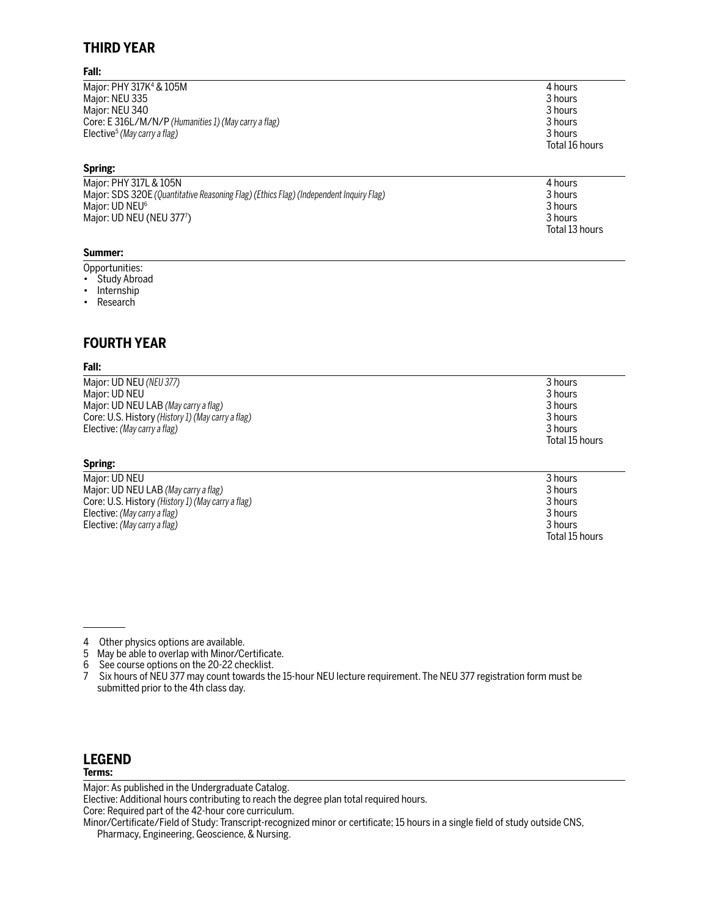## THIRD YEAR

**Fall:**

| | |
|---|---|
| Major: PHY 317K[4] & 105M | 4 hours |
| Major: NEU 335 | 3 hours |
| Major: NEU 340 | 3 hours |
| Core: E 316L/M/N/P *(Humanities 1) (May carry a flag)* | 3 hours |
| Elective[5] *(May carry a flag)* | 3 hours |
| | Total 16 hours |

**Spring:**

| | |
|---|---|
| Major: PHY 317L & 105N | 4 hours |
| Major: SDS 320E *(Quantitative Reasoning Flag) (Ethics Flag) (Independent Inquiry Flag)* | 3 hours |
| Major: UD NEU[6] | 3 hours |
| Major: UD NEU (NEU 377[7]) | 3 hours |
| | Total 13 hours |

**Summer:**

Opportunities:

- Study Abroad
- Internship
- Research

## FOURTH YEAR

**Fall:**

| | |
|---|---|
| Major: UD NEU *(NEU 377)* | 3 hours |
| Major: UD NEU | 3 hours |
| Major: UD NEU LAB *(May carry a flag)* | 3 hours |
| Core: U.S. History *(History 1) (May carry a flag)* | 3 hours |
| Elective: *(May carry a flag)* | 3 hours |
| | Total 15 hours |

**Spring:**

| | |
|---|---|
| Major: UD NEU | 3 hours |
| Major: UD NEU LAB *(May carry a flag)* | 3 hours |
| Core: U.S. History *(History 1) (May carry a flag)* | 3 hours |
| Elective: *(May carry a flag)* | 3 hours |
| Elective: *(May carry a flag)* | 3 hours |
| | Total 15 hours |

---

4 Other physics options are available.

5 May be able to overlap with Minor/Certificate.

6 See course options on the 20-22 checklist.

7 Six hours of NEU 377 may count towards the 15-hour NEU lecture requirement. The NEU 377 registration form must be submitted prior to the 4th class day.

## LEGEND

**Terms:**

Major: As published in the Undergraduate Catalog.

Elective: Additional hours contributing to reach the degree plan total required hours.

Core: Required part of the 42-hour core curriculum.

Minor/Certificate/Field of Study: Transcript-recognized minor or certificate; 15 hours in a single field of study outside CNS, Pharmacy, Engineering, Geoscience, & Nursing.